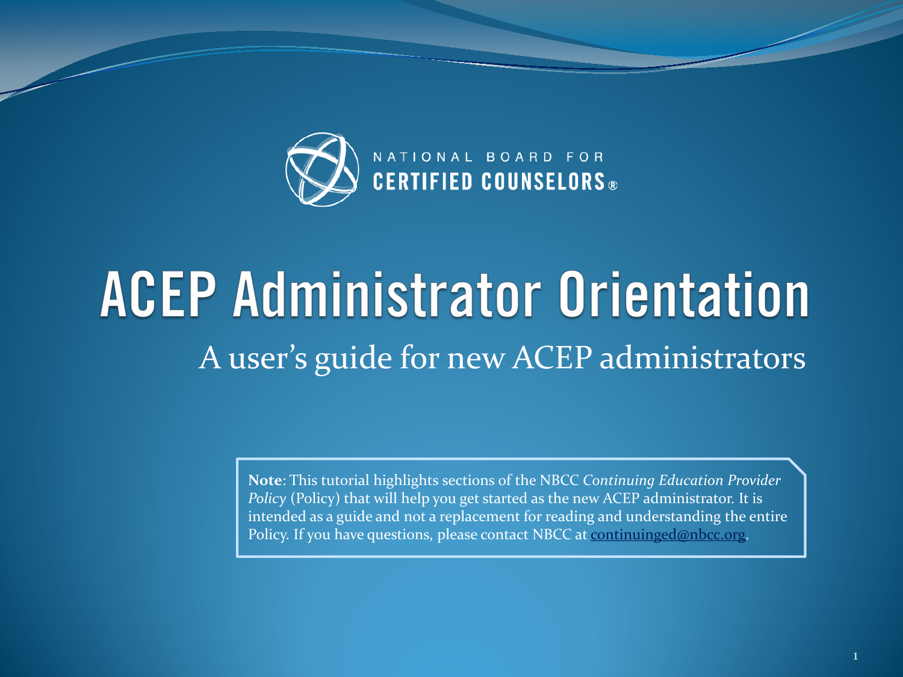NATIONAL BOARD FOR
CERTIFIED COUNSELORS®

# ACEP Administrator Orientation

## A user's guide for new ACEP administrators

**Note**: This tutorial highlights sections of the NBCC *Continuing Education Provider Policy* (Policy) that will help you get started as the new ACEP administrator. It is intended as a guide and not a replacement for reading and understanding the entire Policy. If you have questions, please contact NBCC at continuinged@nbcc.org.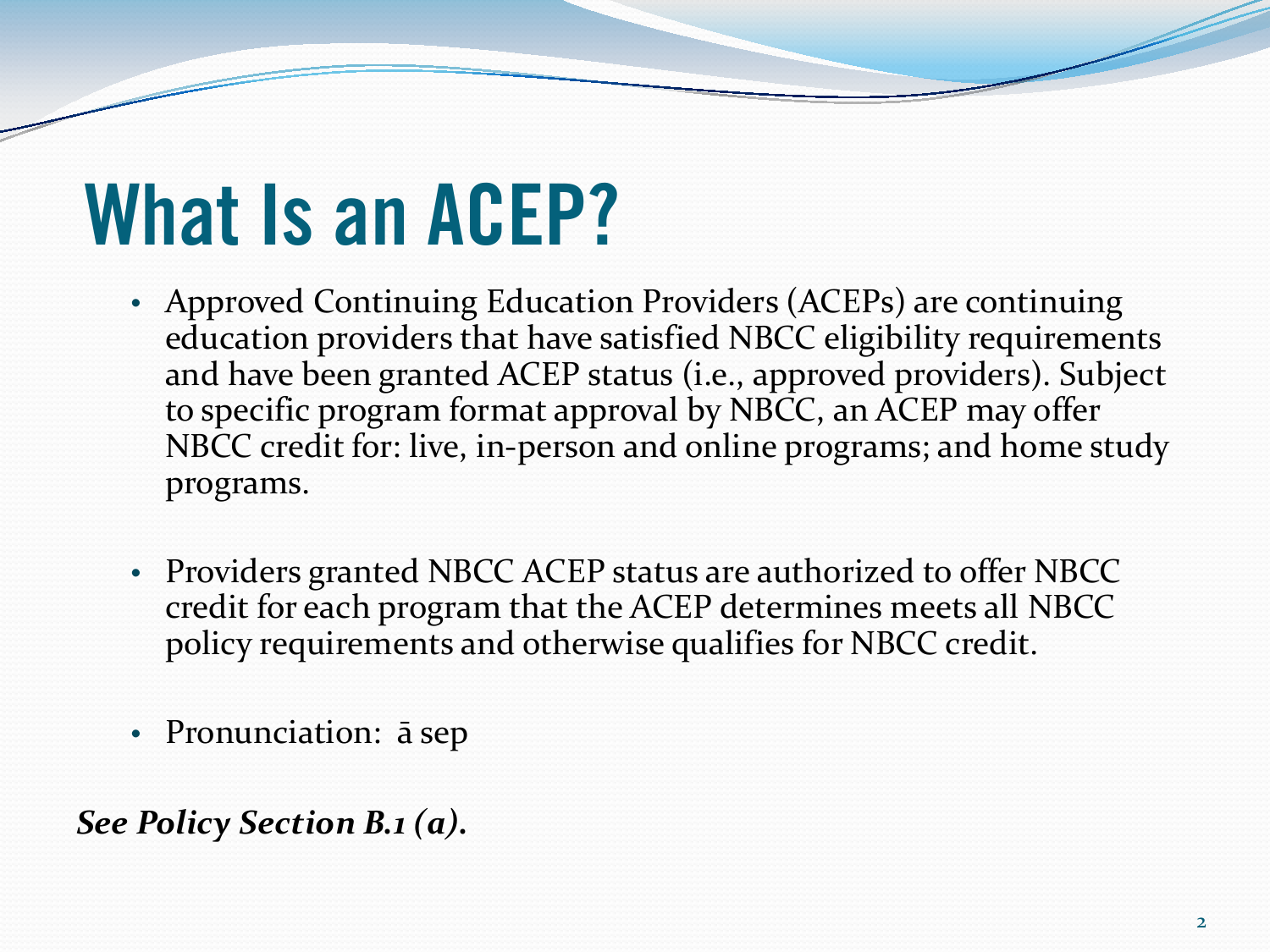# What Is an ACEP?

- Approved Continuing Education Providers (ACEPs) are continuing education providers that have satisfied NBCC eligibility requirements and have been granted ACEP status (i.e., approved providers). Subject to specific program format approval by NBCC, an ACEP may offer NBCC credit for: live, in-person and online programs; and home study programs.

- Providers granted NBCC ACEP status are authorized to offer NBCC credit for each program that the ACEP determines meets all NBCC policy requirements and otherwise qualifies for NBCC credit.

- Pronunciation: ā sep

***See Policy Section B.1 (a).***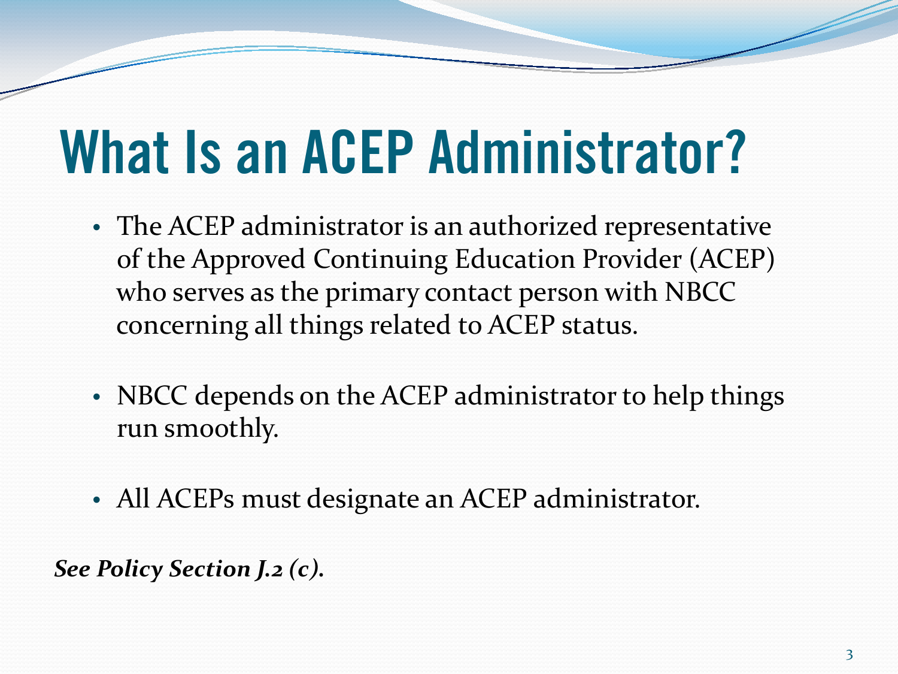# What Is an ACEP Administrator?

- The ACEP administrator is an authorized representative of the Approved Continuing Education Provider (ACEP) who serves as the primary contact person with NBCC concerning all things related to ACEP status.
- NBCC depends on the ACEP administrator to help things run smoothly.
- All ACEPs must designate an ACEP administrator.

***See Policy Section J.2 (c).***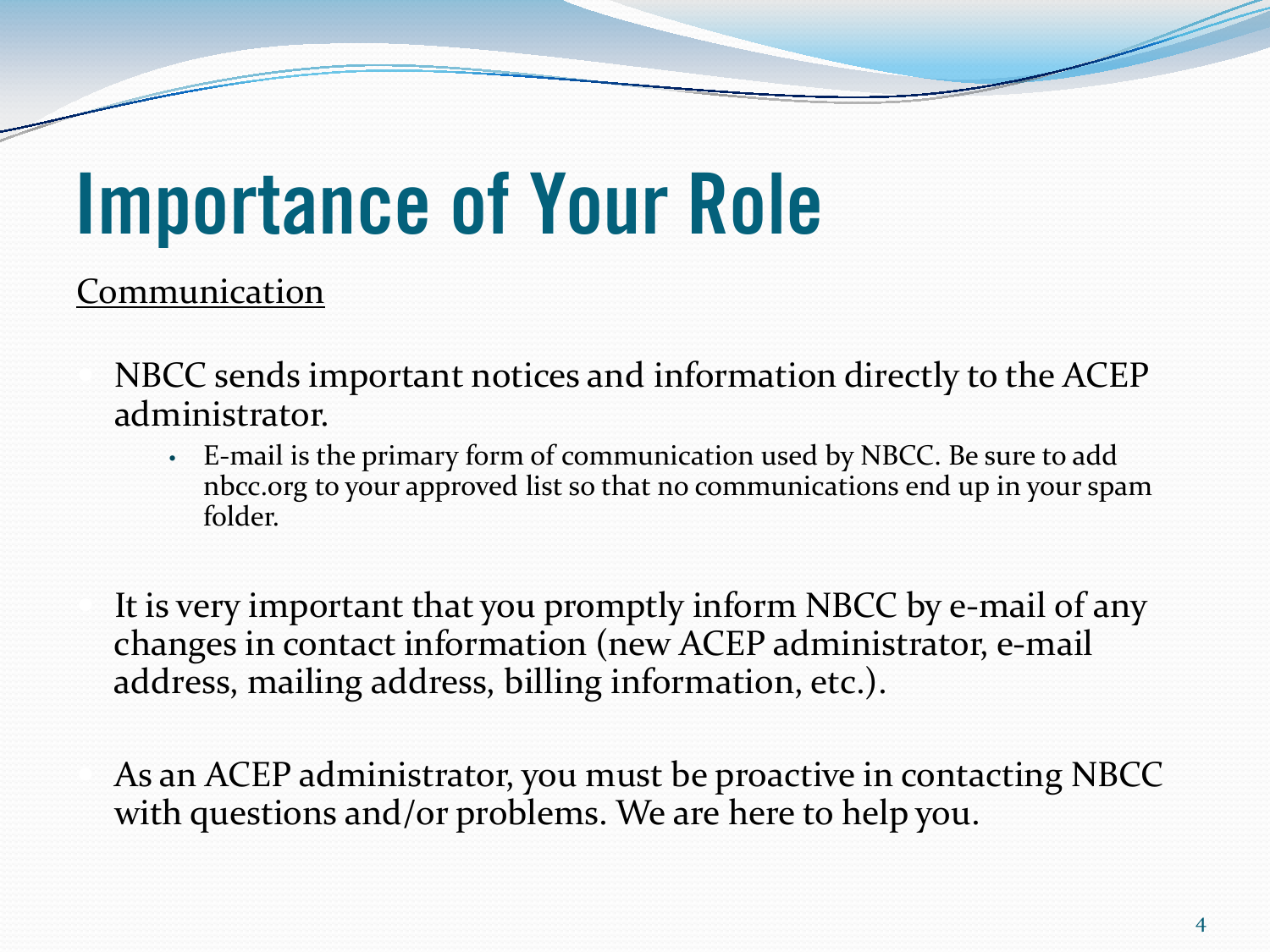# Importance of Your Role

Communication

- NBCC sends important notices and information directly to the ACEP administrator.
  - E-mail is the primary form of communication used by NBCC. Be sure to add nbcc.org to your approved list so that no communications end up in your spam folder.

- It is very important that you promptly inform NBCC by e-mail of any changes in contact information (new ACEP administrator, e-mail address, mailing address, billing information, etc.).

- As an ACEP administrator, you must be proactive in contacting NBCC with questions and/or problems. We are here to help you.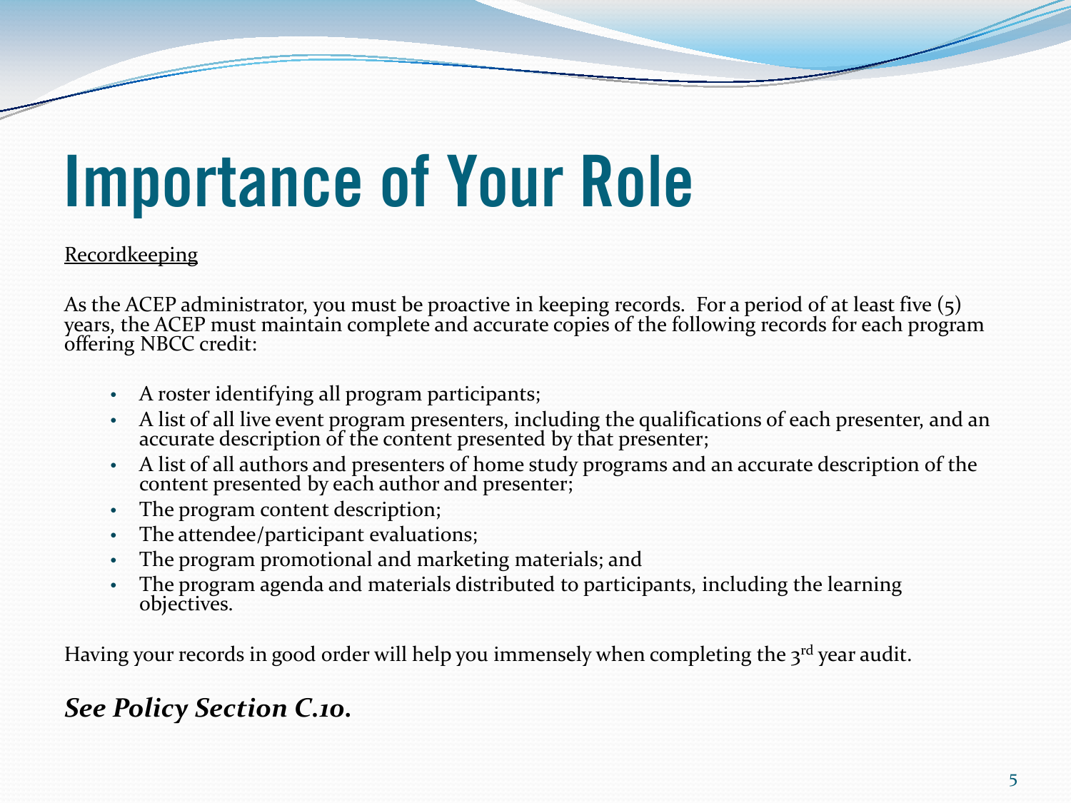# Importance of Your Role

Recordkeeping

As the ACEP administrator, you must be proactive in keeping records. For a period of at least five (5) years, the ACEP must maintain complete and accurate copies of the following records for each program offering NBCC credit:

- A roster identifying all program participants;
- A list of all live event program presenters, including the qualifications of each presenter, and an accurate description of the content presented by that presenter;
- A list of all authors and presenters of home study programs and an accurate description of the content presented by each author and presenter;
- The program content description;
- The attendee/participant evaluations;
- The program promotional and marketing materials; and
- The program agenda and materials distributed to participants, including the learning objectives.

Having your records in good order will help you immensely when completing the 3rd year audit.

***See Policy Section C.10.***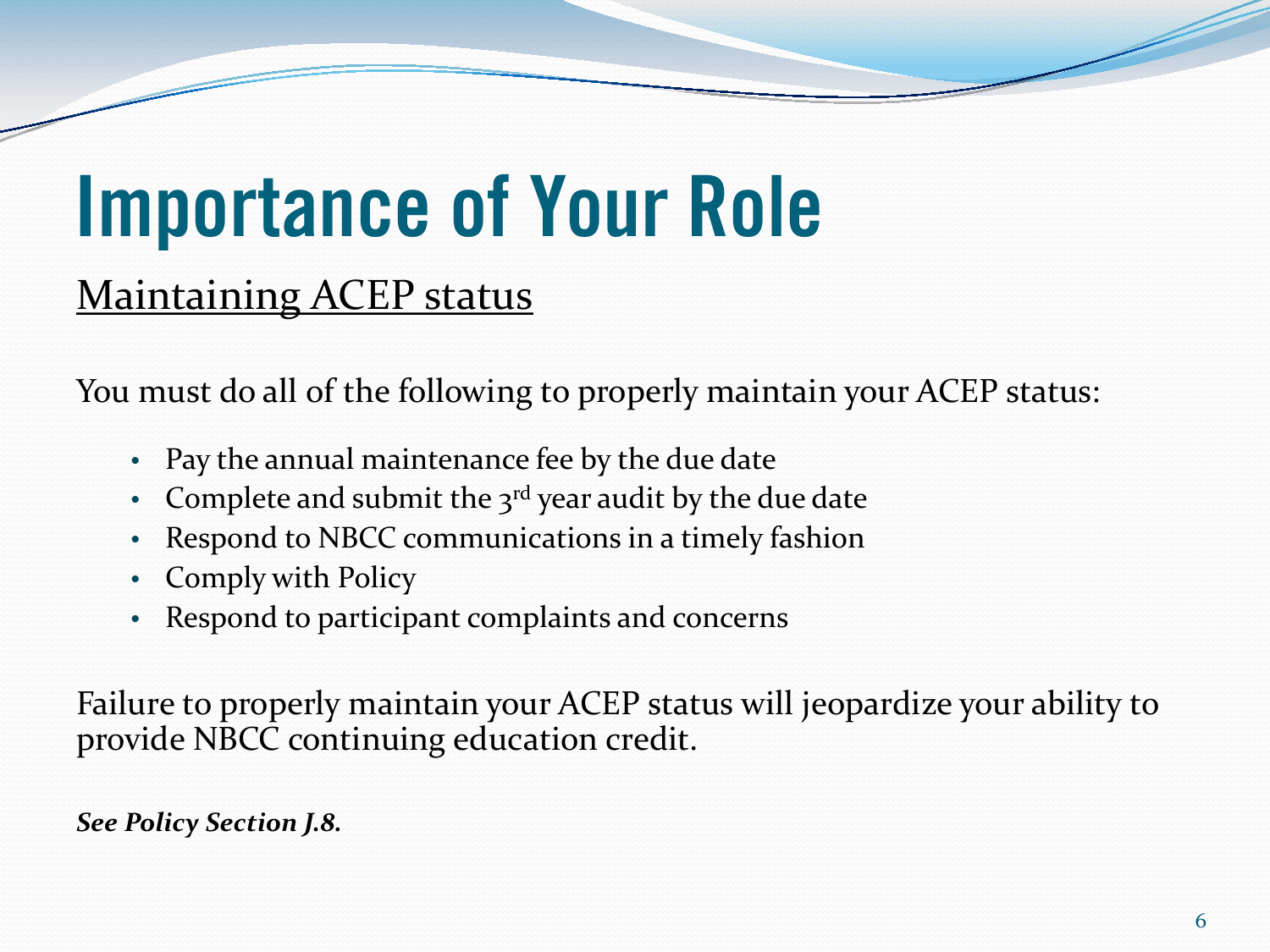# Importance of Your Role

## Maintaining ACEP status

You must do all of the following to properly maintain your ACEP status:

- Pay the annual maintenance fee by the due date
- Complete and submit the 3rd year audit by the due date
- Respond to NBCC communications in a timely fashion
- Comply with Policy
- Respond to participant complaints and concerns

Failure to properly maintain your ACEP status will jeopardize your ability to provide NBCC continuing education credit.

***See Policy Section J.8.***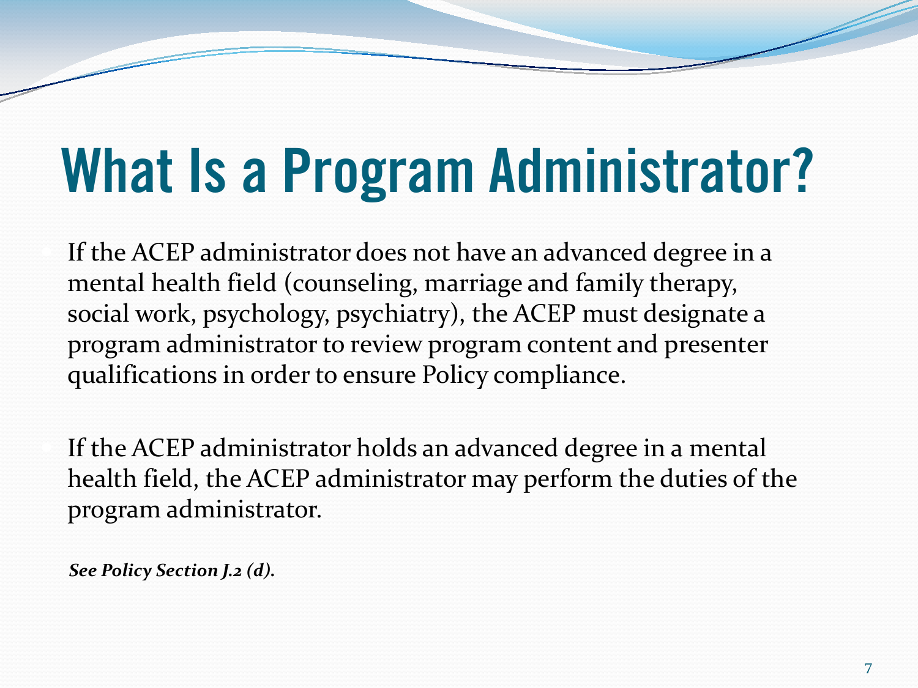# What Is a Program Administrator?

- If the ACEP administrator does not have an advanced degree in a mental health field (counseling, marriage and family therapy, social work, psychology, psychiatry), the ACEP must designate a program administrator to review program content and presenter qualifications in order to ensure Policy compliance.

- If the ACEP administrator holds an advanced degree in a mental health field, the ACEP administrator may perform the duties of the program administrator.

***See Policy Section J.2 (d).***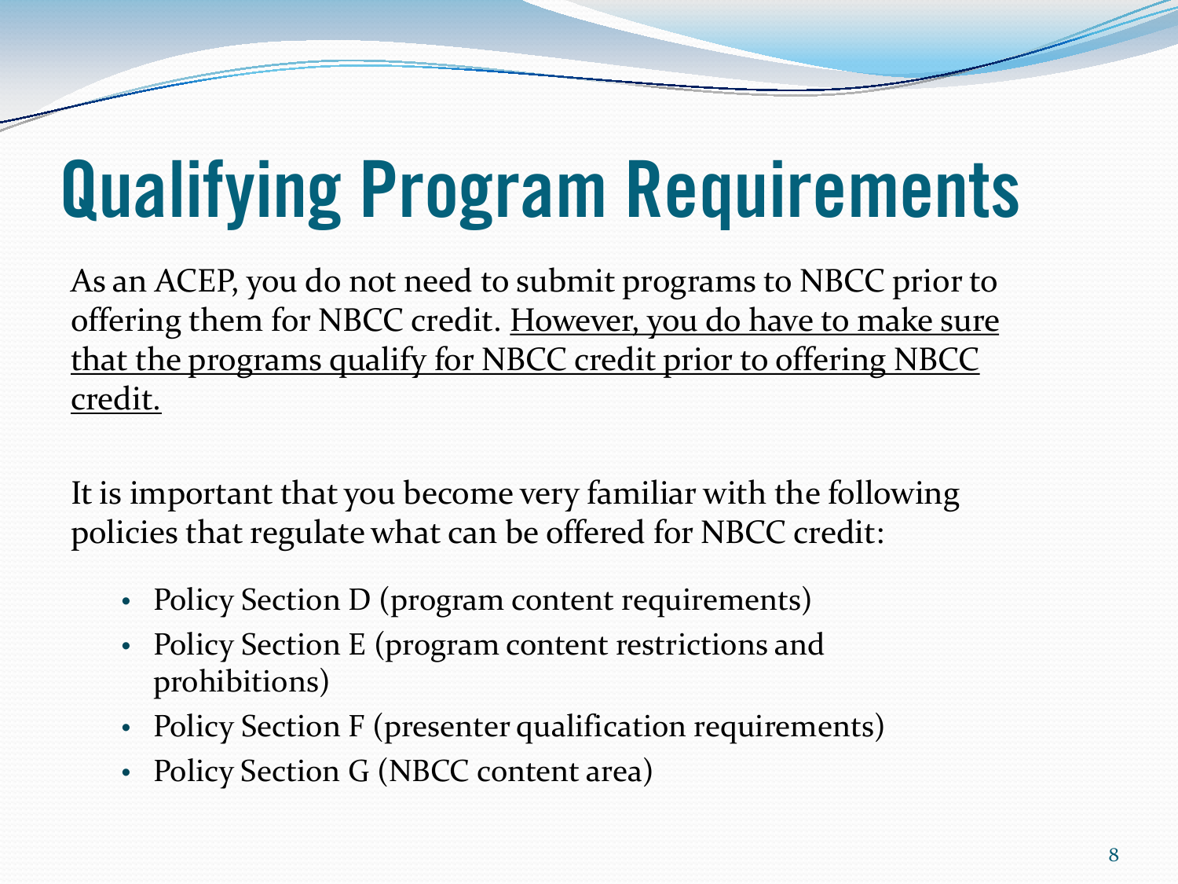# Qualifying Program Requirements

As an ACEP, you do not need to submit programs to NBCC prior to offering them for NBCC credit. <u>However, you do have to make sure that the programs qualify for NBCC credit prior to offering NBCC credit.</u>

It is important that you become very familiar with the following policies that regulate what can be offered for NBCC credit:

- Policy Section D (program content requirements)
- Policy Section E (program content restrictions and prohibitions)
- Policy Section F (presenter qualification requirements)
- Policy Section G (NBCC content area)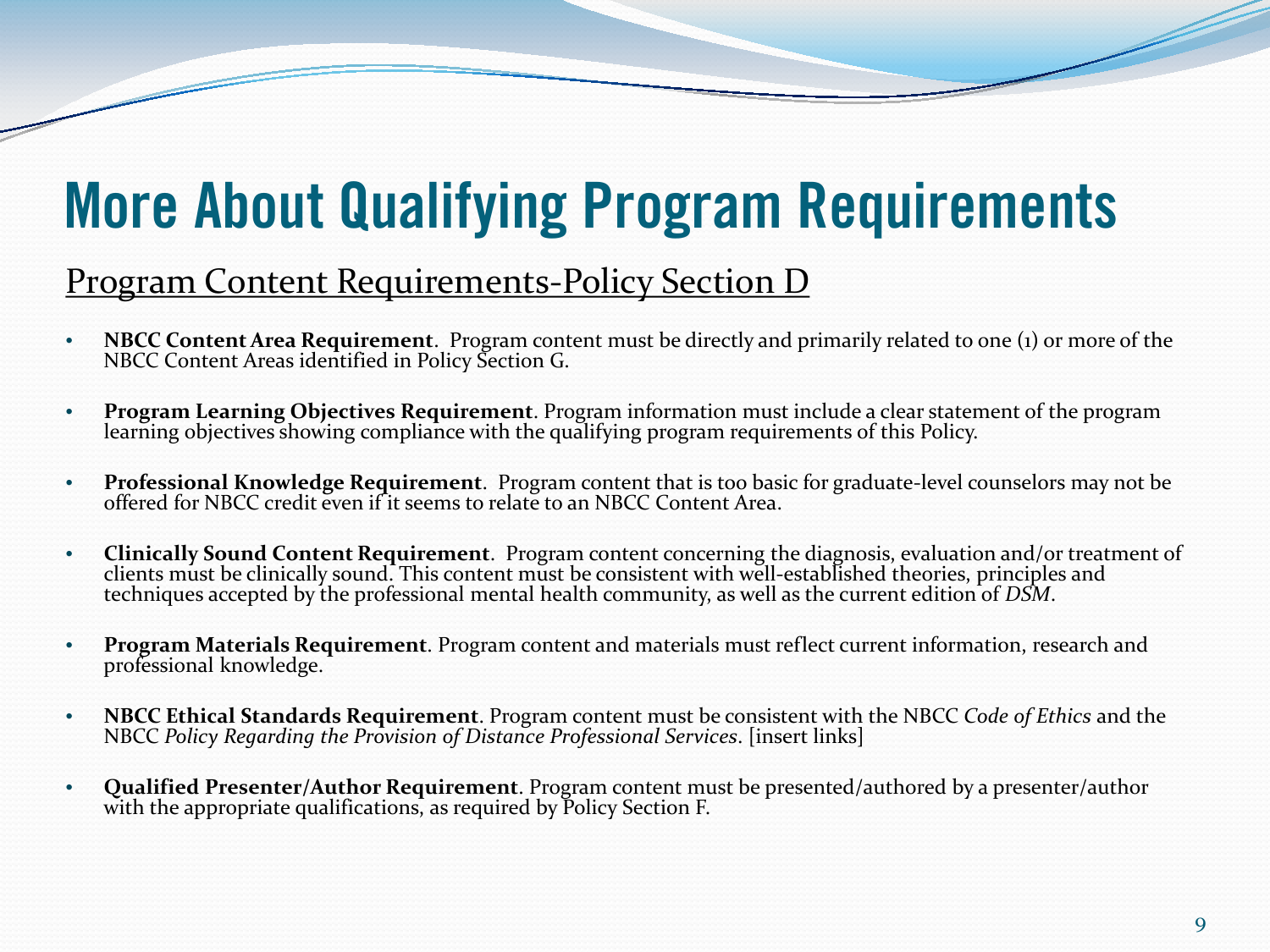# More About Qualifying Program Requirements

## Program Content Requirements-Policy Section D

- **NBCC Content Area Requirement**. Program content must be directly and primarily related to one (1) or more of the NBCC Content Areas identified in Policy Section G.
- **Program Learning Objectives Requirement**. Program information must include a clear statement of the program learning objectives showing compliance with the qualifying program requirements of this Policy.
- **Professional Knowledge Requirement**. Program content that is too basic for graduate-level counselors may not be offered for NBCC credit even if it seems to relate to an NBCC Content Area.
- **Clinically Sound Content Requirement**. Program content concerning the diagnosis, evaluation and/or treatment of clients must be clinically sound. This content must be consistent with well-established theories, principles and techniques accepted by the professional mental health community, as well as the current edition of *DSM*.
- **Program Materials Requirement**. Program content and materials must reflect current information, research and professional knowledge.
- **NBCC Ethical Standards Requirement**. Program content must be consistent with the NBCC *Code of Ethics* and the NBCC *Policy Regarding the Provision of Distance Professional Services*. [insert links]
- **Qualified Presenter/Author Requirement**. Program content must be presented/authored by a presenter/author with the appropriate qualifications, as required by Policy Section F.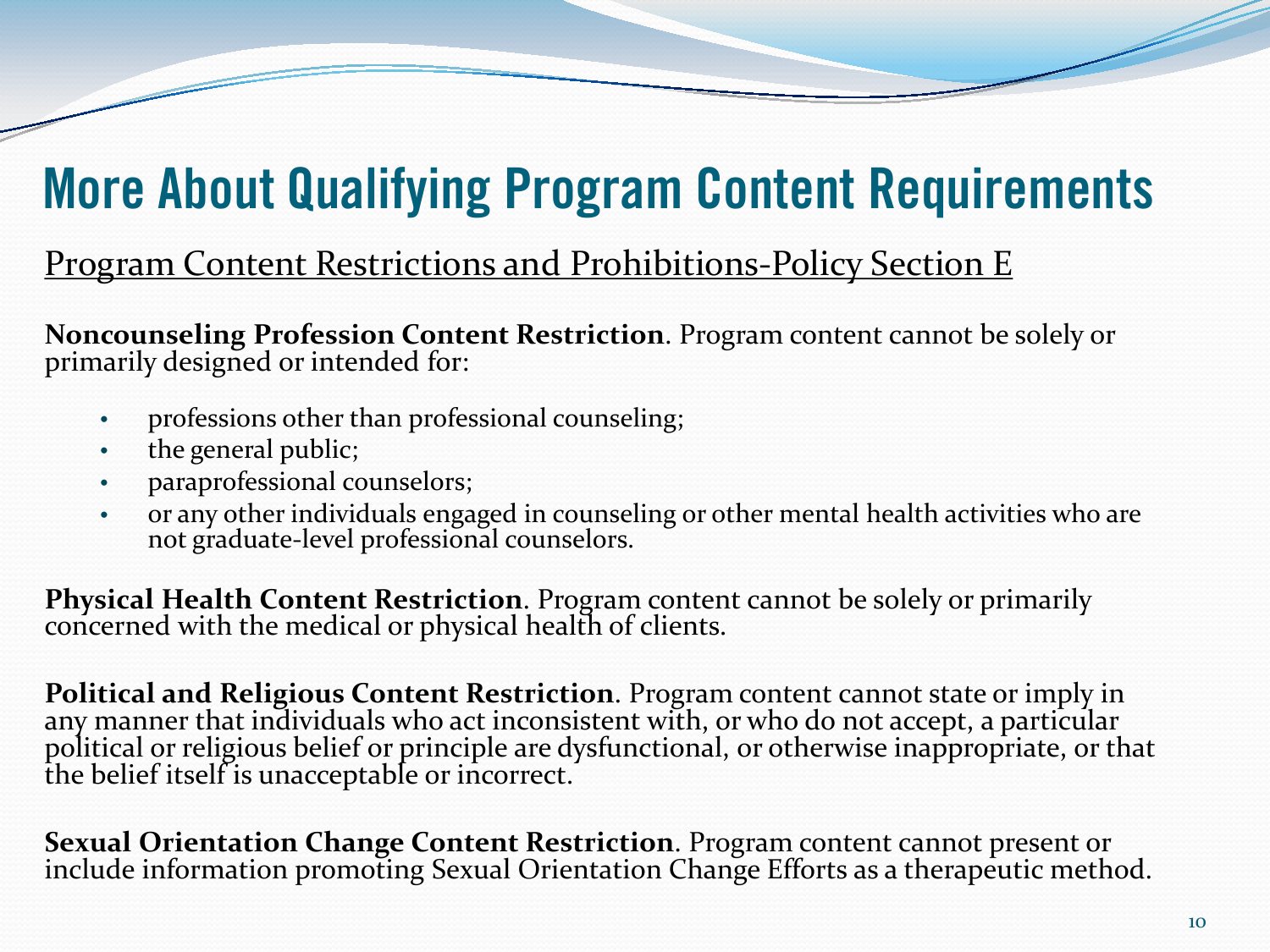# More About Qualifying Program Content Requirements

## Program Content Restrictions and Prohibitions-Policy Section E

**Noncounseling Profession Content Restriction**. Program content cannot be solely or primarily designed or intended for:

- professions other than professional counseling;
- the general public;
- paraprofessional counselors;
- or any other individuals engaged in counseling or other mental health activities who are not graduate-level professional counselors.

**Physical Health Content Restriction**. Program content cannot be solely or primarily concerned with the medical or physical health of clients.

**Political and Religious Content Restriction**. Program content cannot state or imply in any manner that individuals who act inconsistent with, or who do not accept, a particular political or religious belief or principle are dysfunctional, or otherwise inappropriate, or that the belief itself is unacceptable or incorrect.

**Sexual Orientation Change Content Restriction**. Program content cannot present or include information promoting Sexual Orientation Change Efforts as a therapeutic method.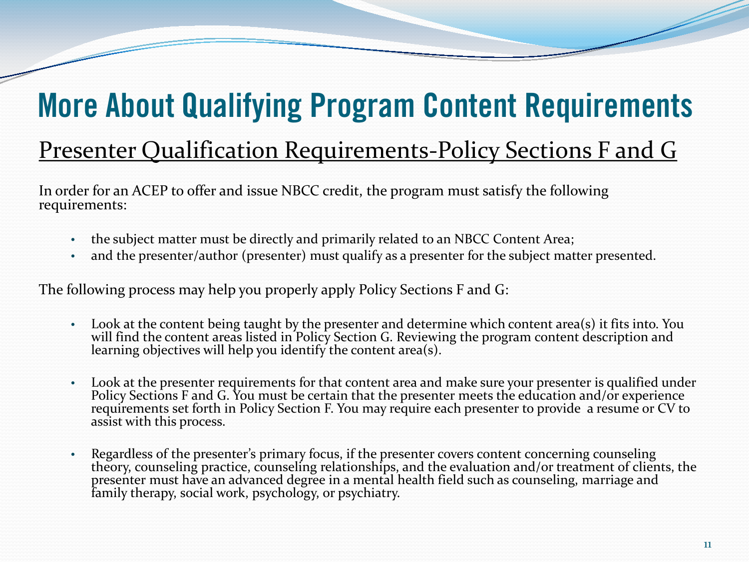# More About Qualifying Program Content Requirements

## Presenter Qualification Requirements-Policy Sections F and G

In order for an ACEP to offer and issue NBCC credit, the program must satisfy the following requirements:

- the subject matter must be directly and primarily related to an NBCC Content Area;
- and the presenter/author (presenter) must qualify as a presenter for the subject matter presented.

The following process may help you properly apply Policy Sections F and G:

- Look at the content being taught by the presenter and determine which content area(s) it fits into. You will find the content areas listed in Policy Section G. Reviewing the program content description and learning objectives will help you identify the content area(s).

- Look at the presenter requirements for that content area and make sure your presenter is qualified under Policy Sections F and G. You must be certain that the presenter meets the education and/or experience requirements set forth in Policy Section F. You may require each presenter to provide a resume or CV to assist with this process.

- Regardless of the presenter's primary focus, if the presenter covers content concerning counseling theory, counseling practice, counseling relationships, and the evaluation and/or treatment of clients, the presenter must have an advanced degree in a mental health field such as counseling, marriage and family therapy, social work, psychology, or psychiatry.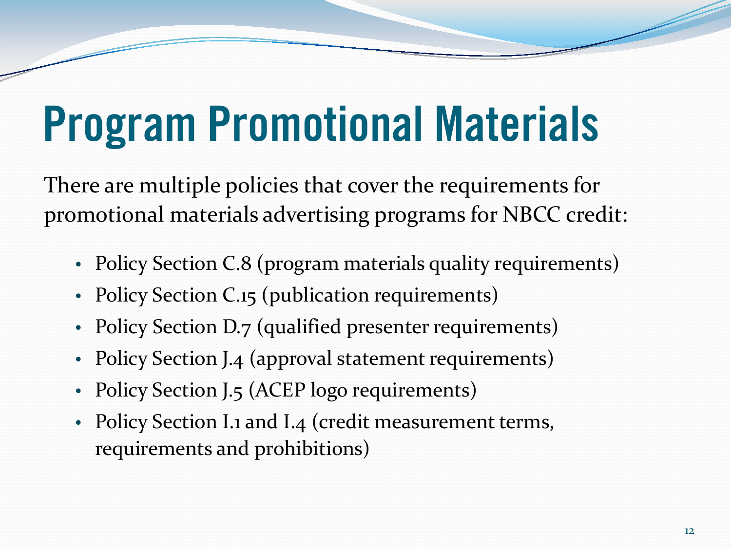# Program Promotional Materials

There are multiple policies that cover the requirements for promotional materials advertising programs for NBCC credit:

- Policy Section C.8 (program materials quality requirements)
- Policy Section C.15 (publication requirements)
- Policy Section D.7 (qualified presenter requirements)
- Policy Section J.4 (approval statement requirements)
- Policy Section J.5 (ACEP logo requirements)
- Policy Section I.1 and I.4 (credit measurement terms, requirements and prohibitions)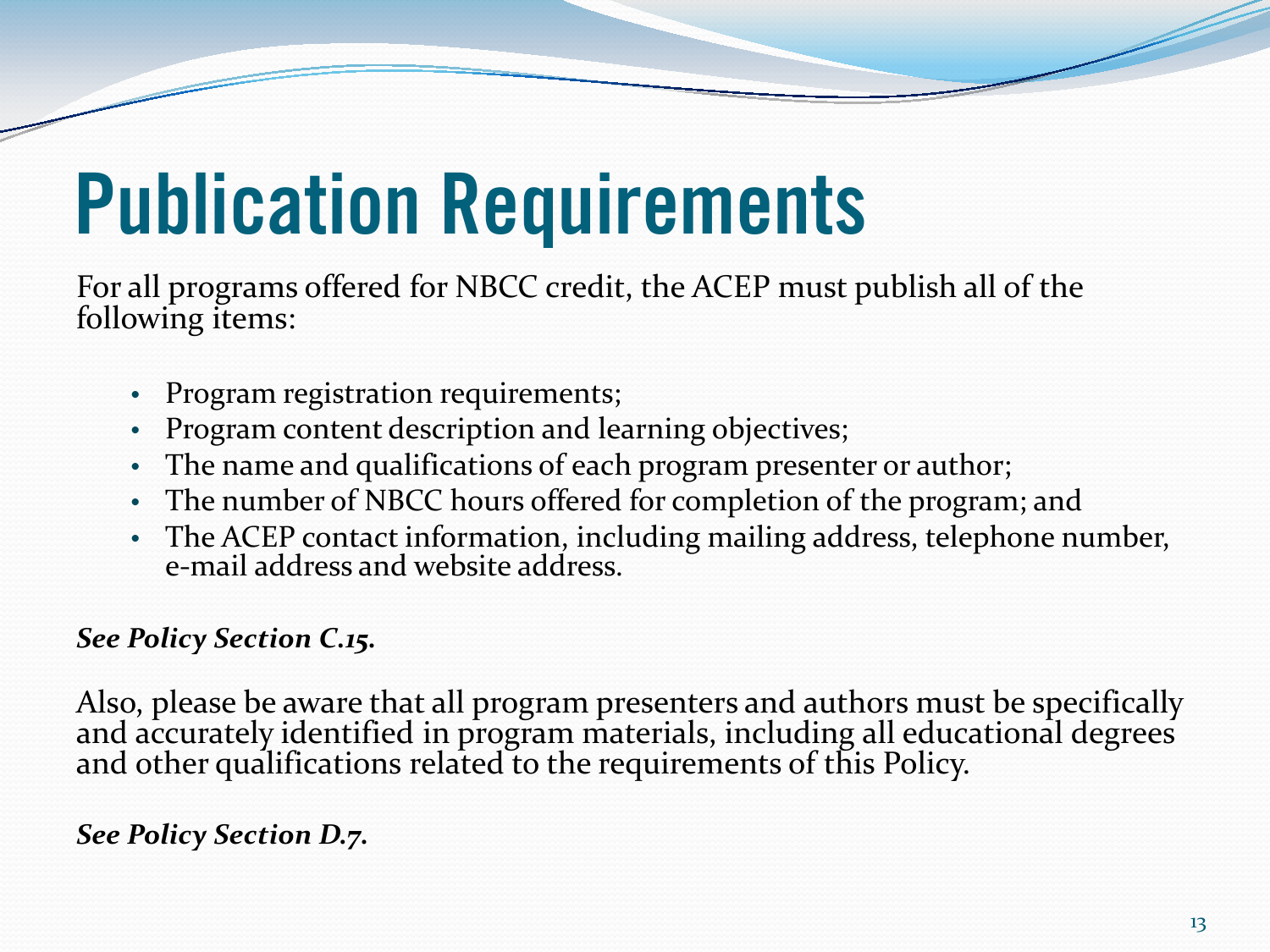# Publication Requirements

For all programs offered for NBCC credit, the ACEP must publish all of the following items:

- Program registration requirements;
- Program content description and learning objectives;
- The name and qualifications of each program presenter or author;
- The number of NBCC hours offered for completion of the program; and
- The ACEP contact information, including mailing address, telephone number, e-mail address and website address.

***See Policy Section C.15.***

Also, please be aware that all program presenters and authors must be specifically and accurately identified in program materials, including all educational degrees and other qualifications related to the requirements of this Policy.

***See Policy Section D.7.***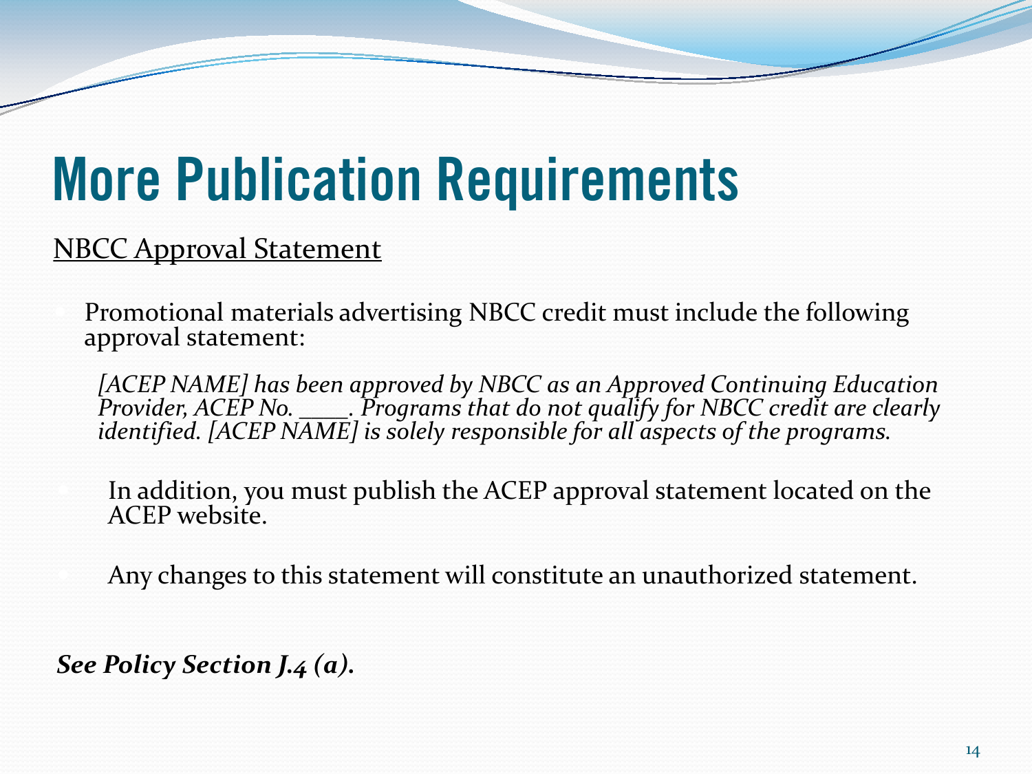# More Publication Requirements

NBCC Approval Statement

- Promotional materials advertising NBCC credit must include the following approval statement:

  *[ACEP NAME] has been approved by NBCC as an Approved Continuing Education Provider, ACEP No. \_\_\_\_. Programs that do not qualify for NBCC credit are clearly identified. [ACEP NAME] is solely responsible for all aspects of the programs.*

- In addition, you must publish the ACEP approval statement located on the ACEP website.

- Any changes to this statement will constitute an unauthorized statement.

***See Policy Section J.4 (a).***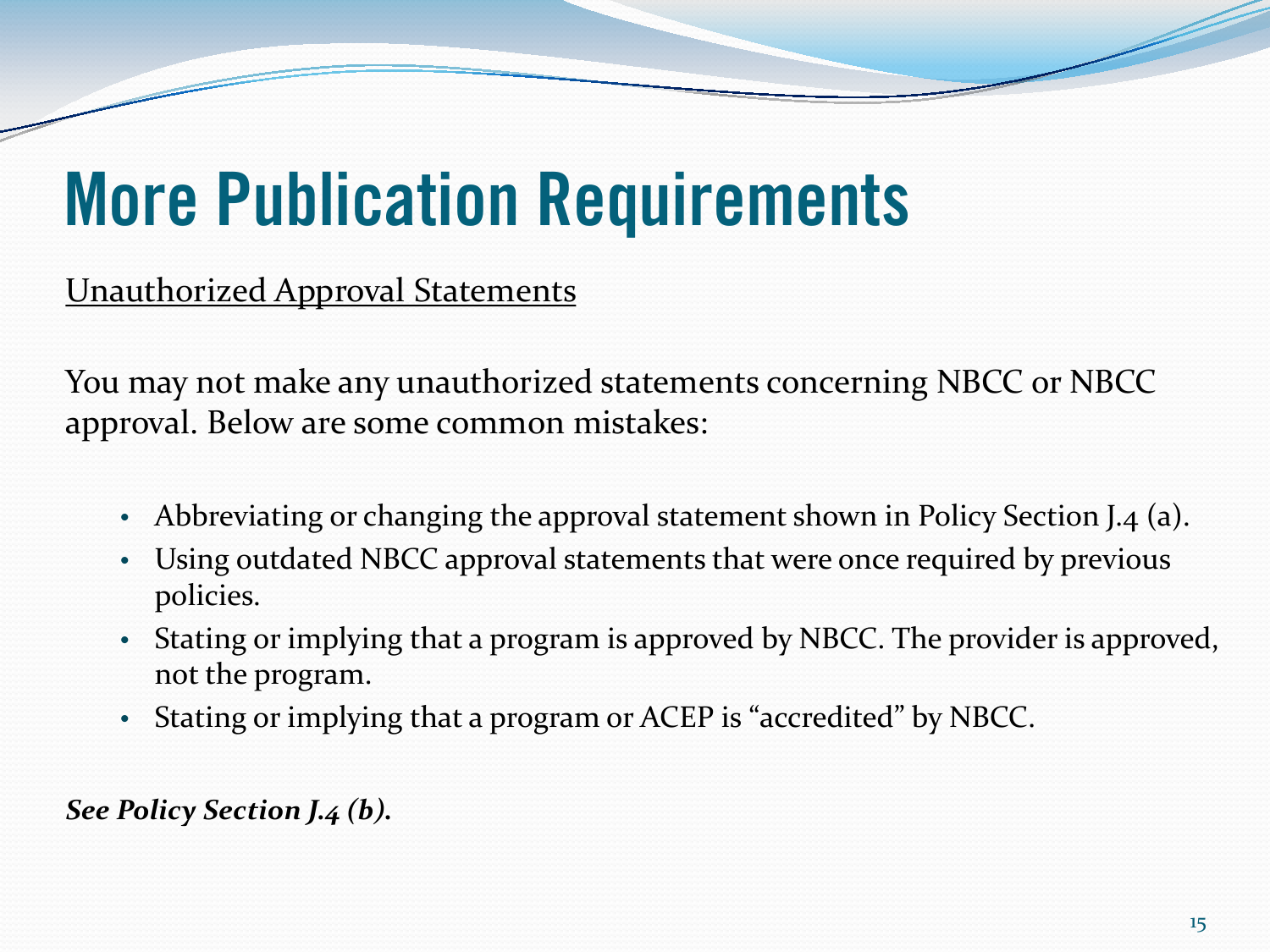# More Publication Requirements

Unauthorized Approval Statements

You may not make any unauthorized statements concerning NBCC or NBCC approval. Below are some common mistakes:

- Abbreviating or changing the approval statement shown in Policy Section J.4 (a).
- Using outdated NBCC approval statements that were once required by previous policies.
- Stating or implying that a program is approved by NBCC. The provider is approved, not the program.
- Stating or implying that a program or ACEP is "accredited" by NBCC.

***See Policy Section J.4 (b).***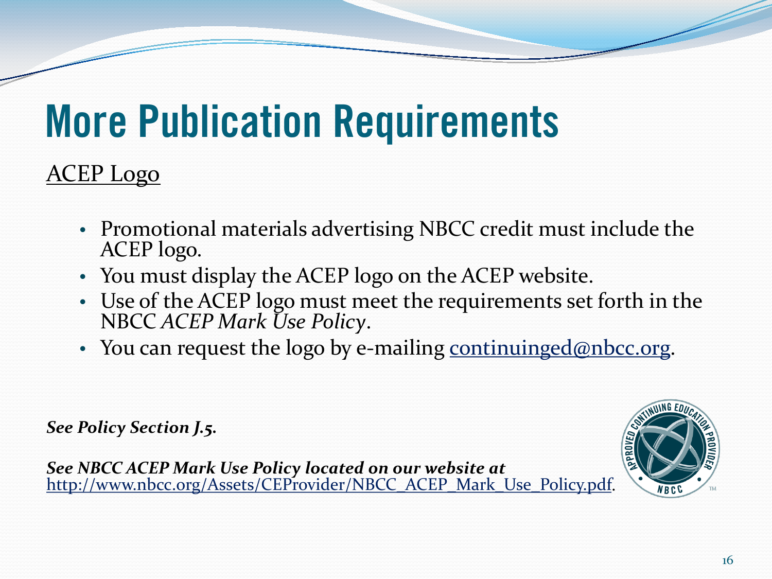# More Publication Requirements

<u>ACEP Logo</u>

- Promotional materials advertising NBCC credit must include the ACEP logo.
- You must display the ACEP logo on the ACEP website.
- Use of the ACEP logo must meet the requirements set forth in the NBCC *ACEP Mark Use Policy*.
- You can request the logo by e-mailing continuinged@nbcc.org.

***See Policy Section J.5.***

***See NBCC ACEP Mark Use Policy located on our website at*** http://www.nbcc.org/Assets/CEProvider/NBCC_ACEP_Mark_Use_Policy.pdf.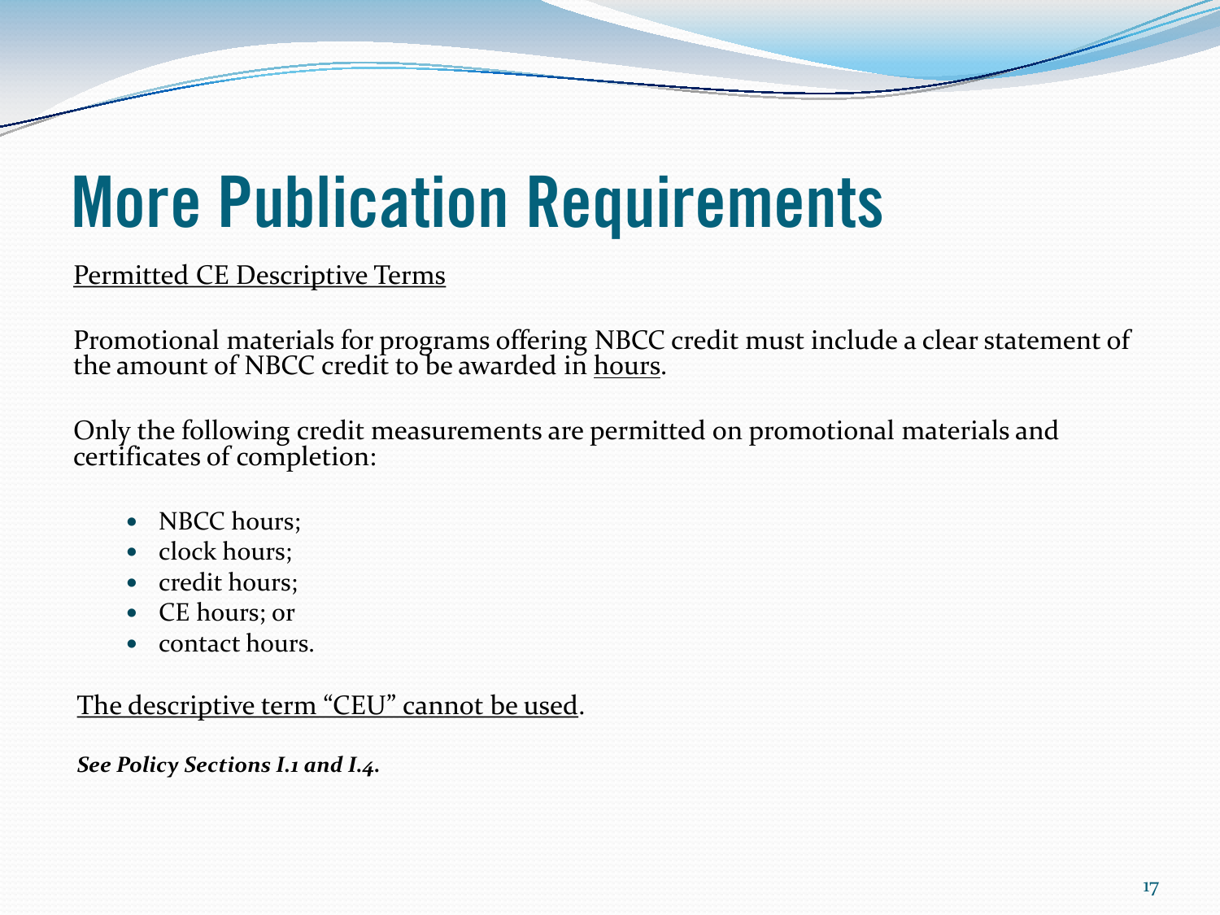# More Publication Requirements

Permitted CE Descriptive Terms

Promotional materials for programs offering NBCC credit must include a clear statement of the amount of NBCC credit to be awarded in hours.

Only the following credit measurements are permitted on promotional materials and certificates of completion:

- NBCC hours;
- clock hours;
- credit hours;
- CE hours; or
- contact hours.

The descriptive term "CEU" cannot be used.

***See Policy Sections I.1 and I.4.***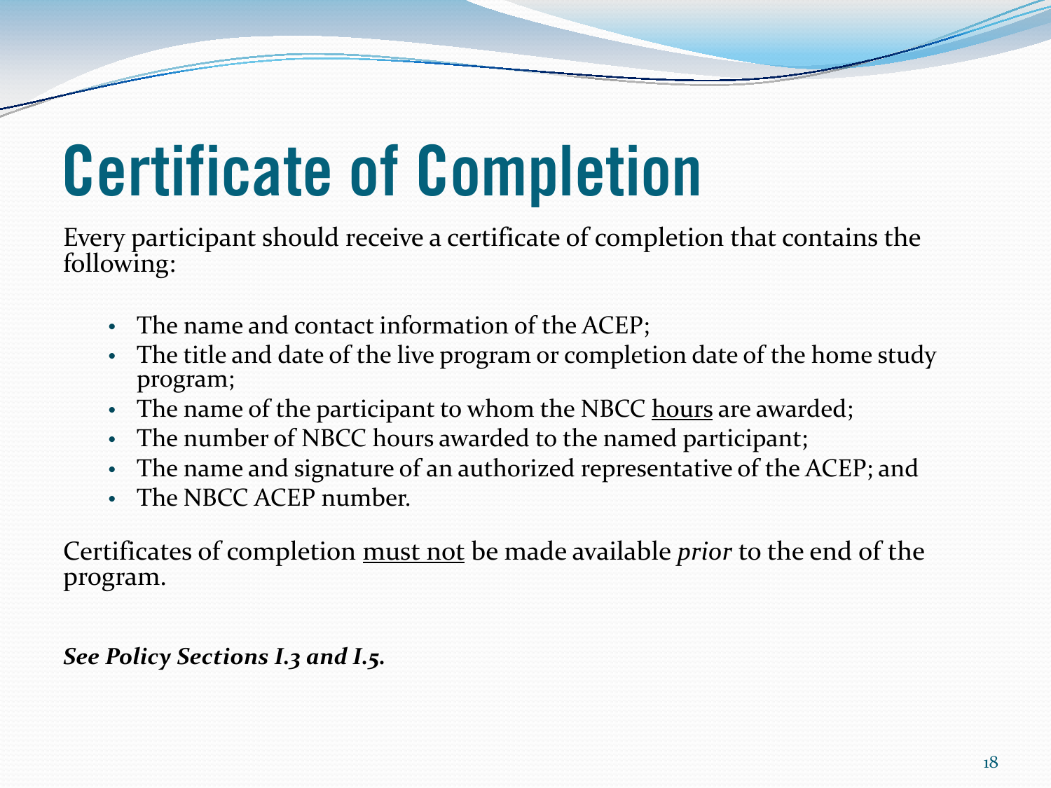# Certificate of Completion

Every participant should receive a certificate of completion that contains the following:

- The name and contact information of the ACEP;
- The title and date of the live program or completion date of the home study program;
- The name of the participant to whom the NBCC <u>hours</u> are awarded;
- The number of NBCC hours awarded to the named participant;
- The name and signature of an authorized representative of the ACEP; and
- The NBCC ACEP number.

Certificates of completion <u>must not</u> be made available *prior* to the end of the program.

***See Policy Sections I.3 and I.5.***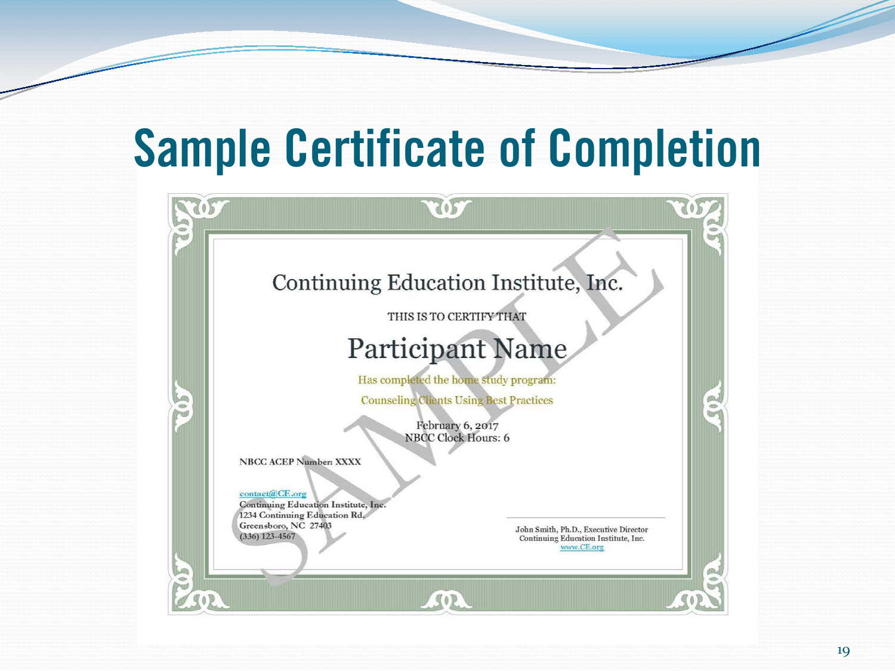# Sample Certificate of Completion

Continuing Education Institute, Inc.

THIS IS TO CERTIFY THAT

Participant Name

Has completed the home study program:

Counseling Clients Using Best Practices

February 6, 2017
NBCC Clock Hours: 6

NBCC ACEP Number: XXXX

contact@CE.org
Continuing Education Institute, Inc.
1234 Continuing Education Rd.
Greensboro, NC 27403
(336) 123-4567

John Smith, Ph.D., Executive Director
Continuing Education Institute, Inc.
www.CE.org

SAMPLE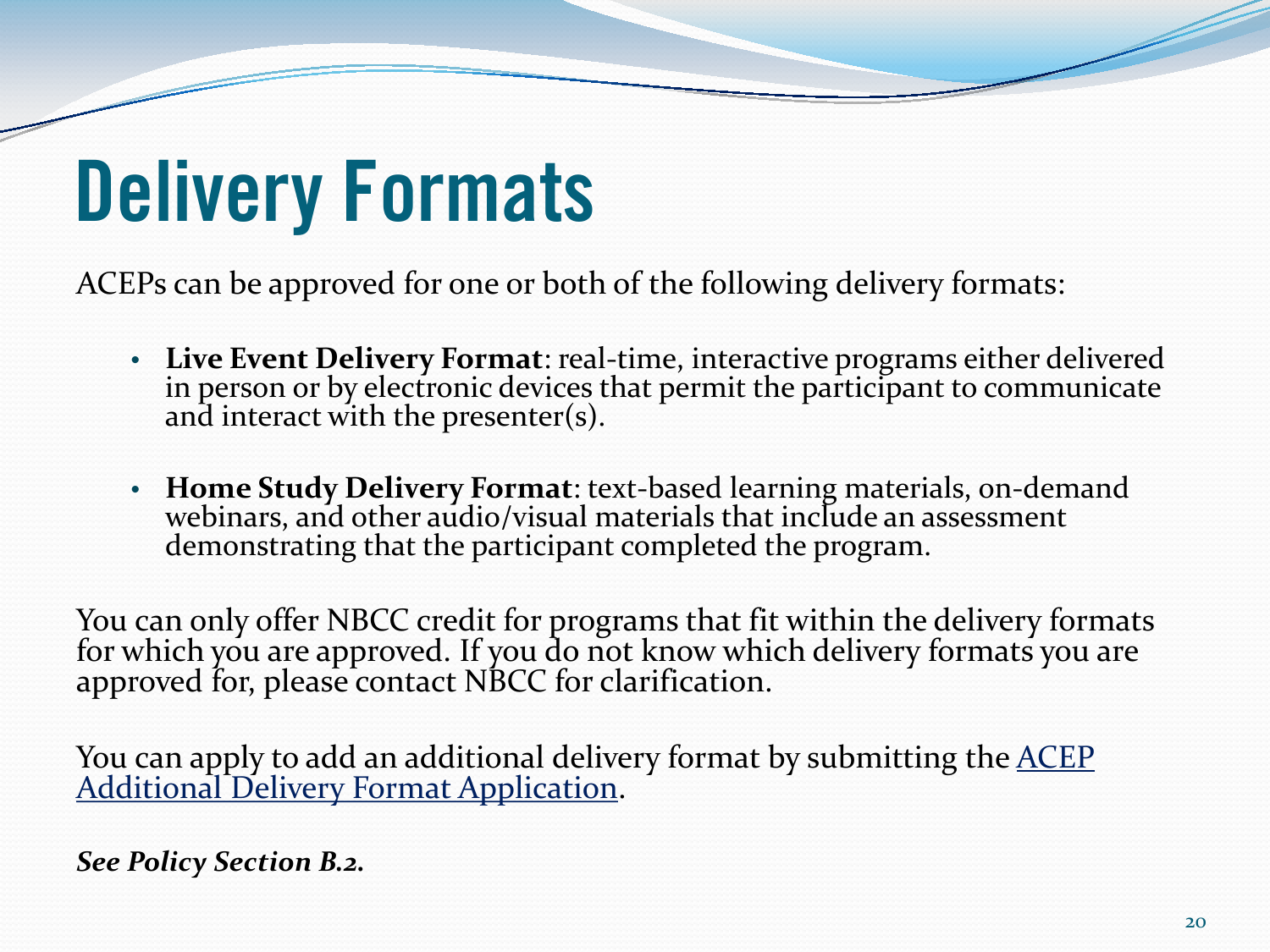# Delivery Formats

ACEPs can be approved for one or both of the following delivery formats:

- **Live Event Delivery Format**: real-time, interactive programs either delivered in person or by electronic devices that permit the participant to communicate and interact with the presenter(s).
- **Home Study Delivery Format**: text-based learning materials, on-demand webinars, and other audio/visual materials that include an assessment demonstrating that the participant completed the program.

You can only offer NBCC credit for programs that fit within the delivery formats for which you are approved. If you do not know which delivery formats you are approved for, please contact NBCC for clarification.

You can apply to add an additional delivery format by submitting the ACEP Additional Delivery Format Application.

***See Policy Section B.2.***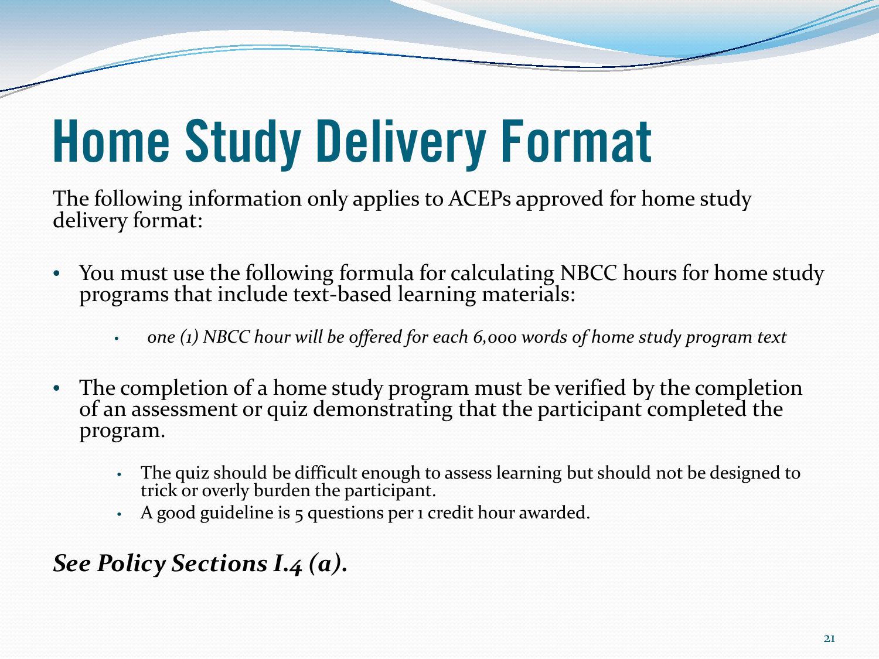# Home Study Delivery Format

The following information only applies to ACEPs approved for home study delivery format:

- You must use the following formula for calculating NBCC hours for home study programs that include text-based learning materials:
  - *one (1) NBCC hour will be offered for each 6,000 words of home study program text*
- The completion of a home study program must be verified by the completion of an assessment or quiz demonstrating that the participant completed the program.
  - The quiz should be difficult enough to assess learning but should not be designed to trick or overly burden the participant.
  - A good guideline is 5 questions per 1 credit hour awarded.

***See Policy Sections I.4 (a).***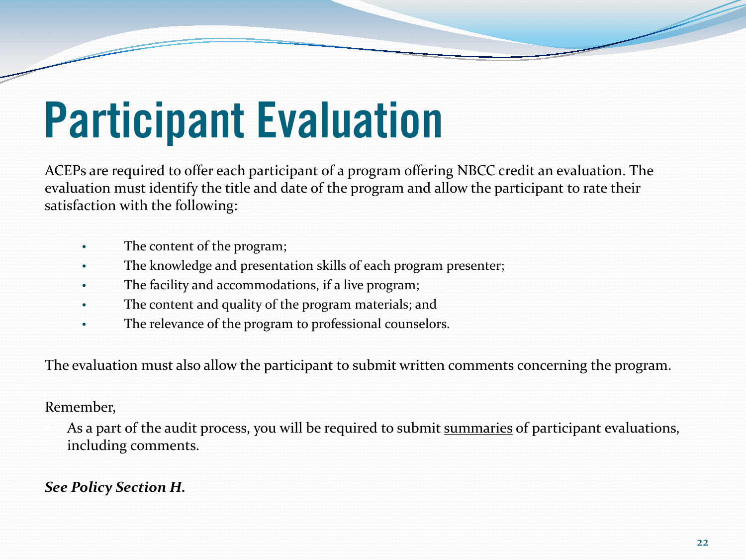# Participant Evaluation

ACEPs are required to offer each participant of a program offering NBCC credit an evaluation. The evaluation must identify the title and date of the program and allow the participant to rate their satisfaction with the following:

- The content of the program;
- The knowledge and presentation skills of each program presenter;
- The facility and accommodations, if a live program;
- The content and quality of the program materials; and
- The relevance of the program to professional counselors.

The evaluation must also allow the participant to submit written comments concerning the program.

Remember,

- As a part of the audit process, you will be required to submit <u>summaries</u> of participant evaluations, including comments.

***See Policy Section H.***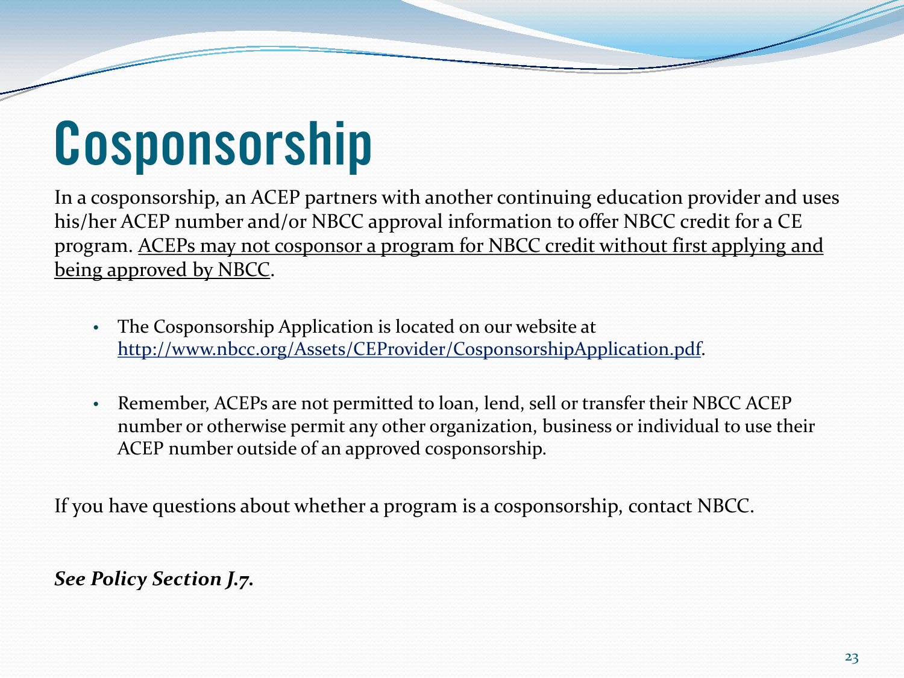# Cosponsorship

In a cosponsorship, an ACEP partners with another continuing education provider and uses his/her ACEP number and/or NBCC approval information to offer NBCC credit for a CE program. <u>ACEPs may not cosponsor a program for NBCC credit without first applying and being approved by NBCC</u>.

- The Cosponsorship Application is located on our website at http://www.nbcc.org/Assets/CEProvider/CosponsorshipApplication.pdf.
- Remember, ACEPs are not permitted to loan, lend, sell or transfer their NBCC ACEP number or otherwise permit any other organization, business or individual to use their ACEP number outside of an approved cosponsorship.

If you have questions about whether a program is a cosponsorship, contact NBCC.

***See Policy Section J.7.***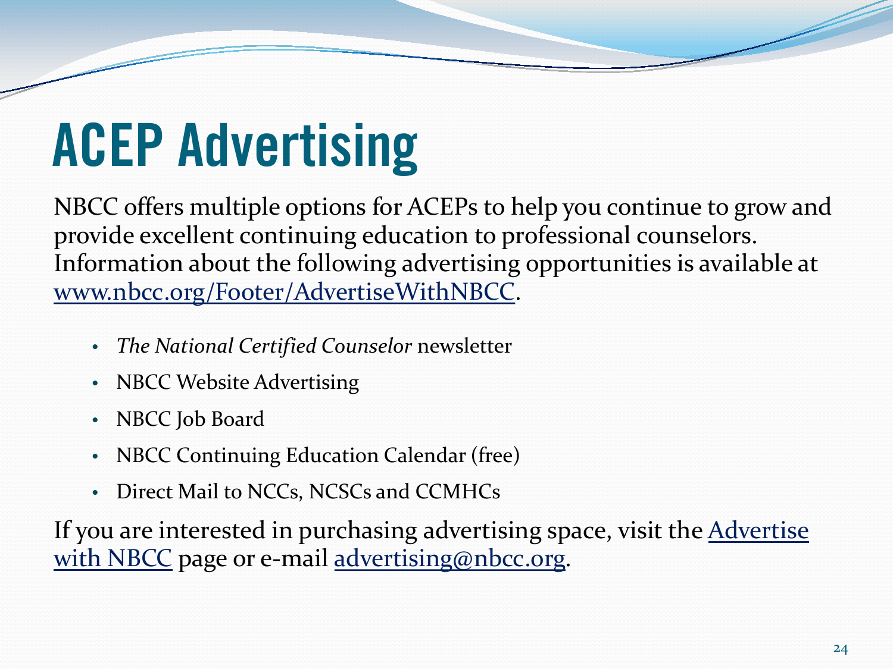# ACEP Advertising

NBCC offers multiple options for ACEPs to help you continue to grow and provide excellent continuing education to professional counselors. Information about the following advertising opportunities is available at [www.nbcc.org/Footer/AdvertiseWithNBCC](www.nbcc.org/Footer/AdvertiseWithNBCC).

- *The National Certified Counselor* newsletter
- NBCC Website Advertising
- NBCC Job Board
- NBCC Continuing Education Calendar (free)
- Direct Mail to NCCs, NCSCs and CCMHCs

If you are interested in purchasing advertising space, visit the Advertise with NBCC page or e-mail advertising@nbcc.org.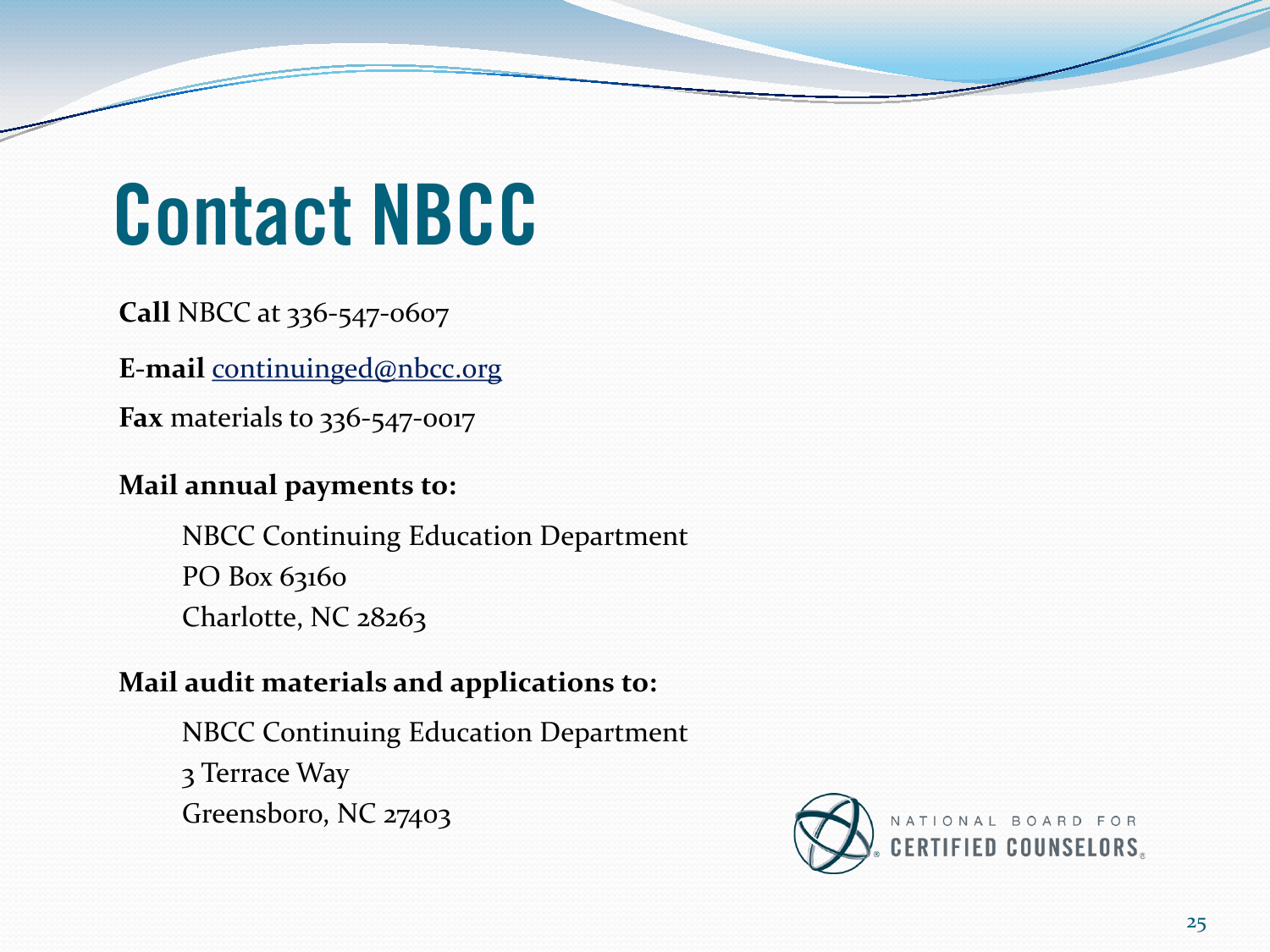# Contact NBCC

**Call** NBCC at 336-547-0607

**E-mail** continuinged@nbcc.org

**Fax** materials to 336-547-0017

**Mail annual payments to:**

NBCC Continuing Education Department
PO Box 63160
Charlotte, NC 28263

**Mail audit materials and applications to:**

NBCC Continuing Education Department
3 Terrace Way
Greensboro, NC 27403

NATIONAL BOARD FOR CERTIFIED COUNSELORS